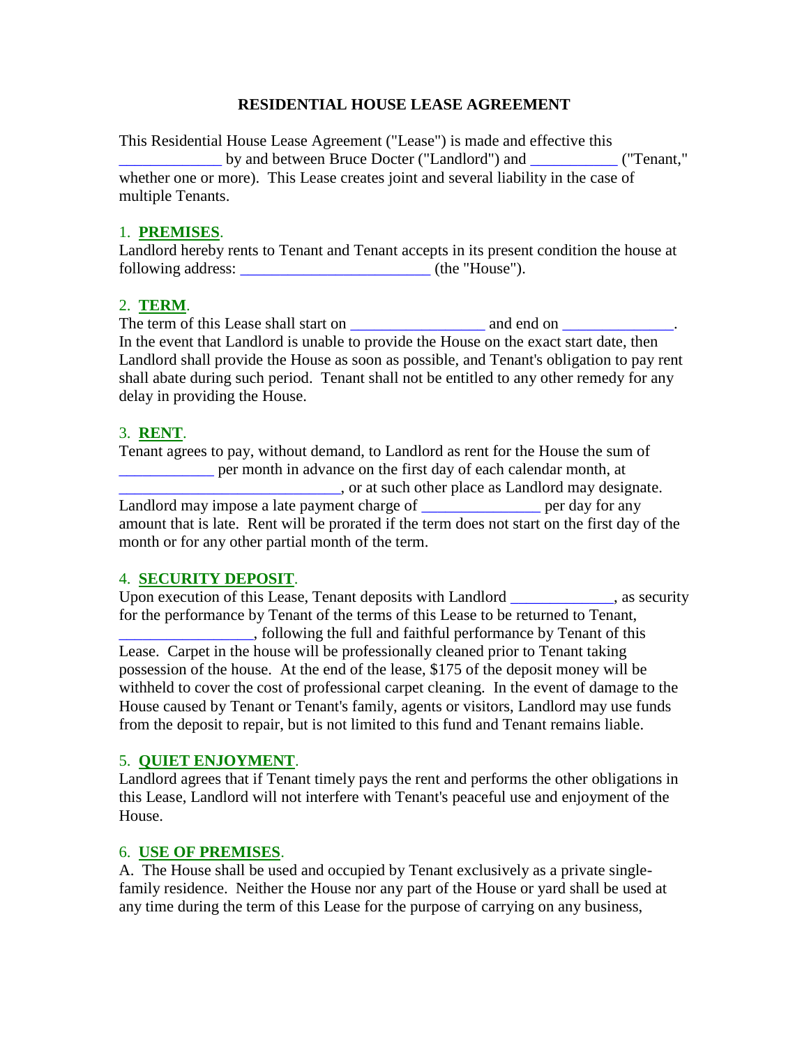# RESIDENTIAL HOUSE LEASE AGREEMENT

This Residential House Lease Agreement ("Lease") is made and effective this _____________ by and between Bruce Docter ("Landlord") and ___________ ("Tenant," whether one or more). This Lease creates joint and several liability in the case of multiple Tenants.

## 1. **PREMISES**.

Landlord hereby rents to Tenant and Tenant accepts in its present condition the house at following address: ________________________ (the "House").

## 2. **TERM**.

The term of this Lease shall start on _________________ and end on ______________. In the event that Landlord is unable to provide the House on the exact start date, then Landlord shall provide the House as soon as possible, and Tenant's obligation to pay rent shall abate during such period. Tenant shall not be entitled to any other remedy for any delay in providing the House.

## 3. **RENT**.

Tenant agrees to pay, without demand, to Landlord as rent for the House the sum of ____________ per month in advance on the first day of each calendar month, at ____________________________, or at such other place as Landlord may designate. Landlord may impose a late payment charge of _______________ per day for any amount that is late. Rent will be prorated if the term does not start on the first day of the month or for any other partial month of the term.

## 4. **SECURITY DEPOSIT**.

Upon execution of this Lease, Tenant deposits with Landlord _____________, as security for the performance by Tenant of the terms of this Lease to be returned to Tenant, _________________, following the full and faithful performance by Tenant of this Lease. Carpet in the house will be professionally cleaned prior to Tenant taking possession of the house. At the end of the lease, $175 of the deposit money will be withheld to cover the cost of professional carpet cleaning. In the event of damage to the House caused by Tenant or Tenant's family, agents or visitors, Landlord may use funds from the deposit to repair, but is not limited to this fund and Tenant remains liable.

## 5. **QUIET ENJOYMENT**.

Landlord agrees that if Tenant timely pays the rent and performs the other obligations in this Lease, Landlord will not interfere with Tenant's peaceful use and enjoyment of the House.

## 6. **USE OF PREMISES**.

A. The House shall be used and occupied by Tenant exclusively as a private single-family residence. Neither the House nor any part of the House or yard shall be used at any time during the term of this Lease for the purpose of carrying on any business,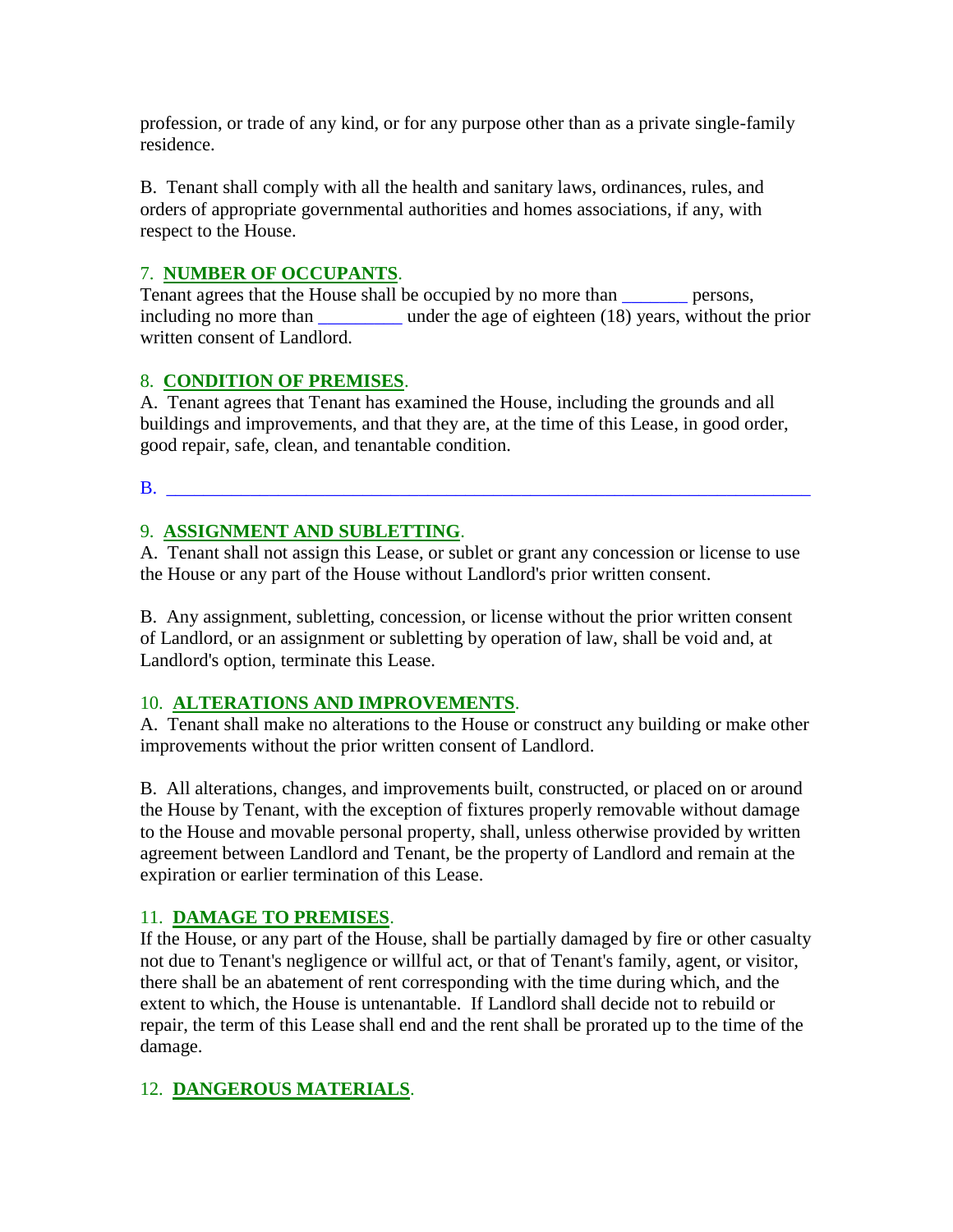profession, or trade of any kind, or for any purpose other than as a private single-family residence.

B.  Tenant shall comply with all the health and sanitary laws, ordinances, rules, and orders of appropriate governmental authorities and homes associations, if any, with respect to the House.

7.  **NUMBER OF OCCUPANTS**.
Tenant agrees that the House shall be occupied by no more than _______ persons, including no more than _________ under the age of eighteen (18) years, without the prior written consent of Landlord.

8.  **CONDITION OF PREMISES**.
A.  Tenant agrees that Tenant has examined the House, including the grounds and all buildings and improvements, and that they are, at the time of this Lease, in good order, good repair, safe, clean, and tenantable condition.

B.  ______________________________________________________________________

9.  **ASSIGNMENT AND SUBLETTING**.
A.  Tenant shall not assign this Lease, or sublet or grant any concession or license to use the House or any part of the House without Landlord's prior written consent.

B.  Any assignment, subletting, concession, or license without the prior written consent of Landlord, or an assignment or subletting by operation of law, shall be void and, at Landlord's option, terminate this Lease.

10.  **ALTERATIONS AND IMPROVEMENTS**.
A.  Tenant shall make no alterations to the House or construct any building or make other improvements without the prior written consent of Landlord.

B.  All alterations, changes, and improvements built, constructed, or placed on or around the House by Tenant, with the exception of fixtures properly removable without damage to the House and movable personal property, shall, unless otherwise provided by written agreement between Landlord and Tenant, be the property of Landlord and remain at the expiration or earlier termination of this Lease.

11.  **DAMAGE TO PREMISES**.
If the House, or any part of the House, shall be partially damaged by fire or other casualty not due to Tenant's negligence or willful act, or that of Tenant's family, agent, or visitor, there shall be an abatement of rent corresponding with the time during which, and the extent to which, the House is untenantable.  If Landlord shall decide not to rebuild or repair, the term of this Lease shall end and the rent shall be prorated up to the time of the damage.

12.  **DANGEROUS MATERIALS**.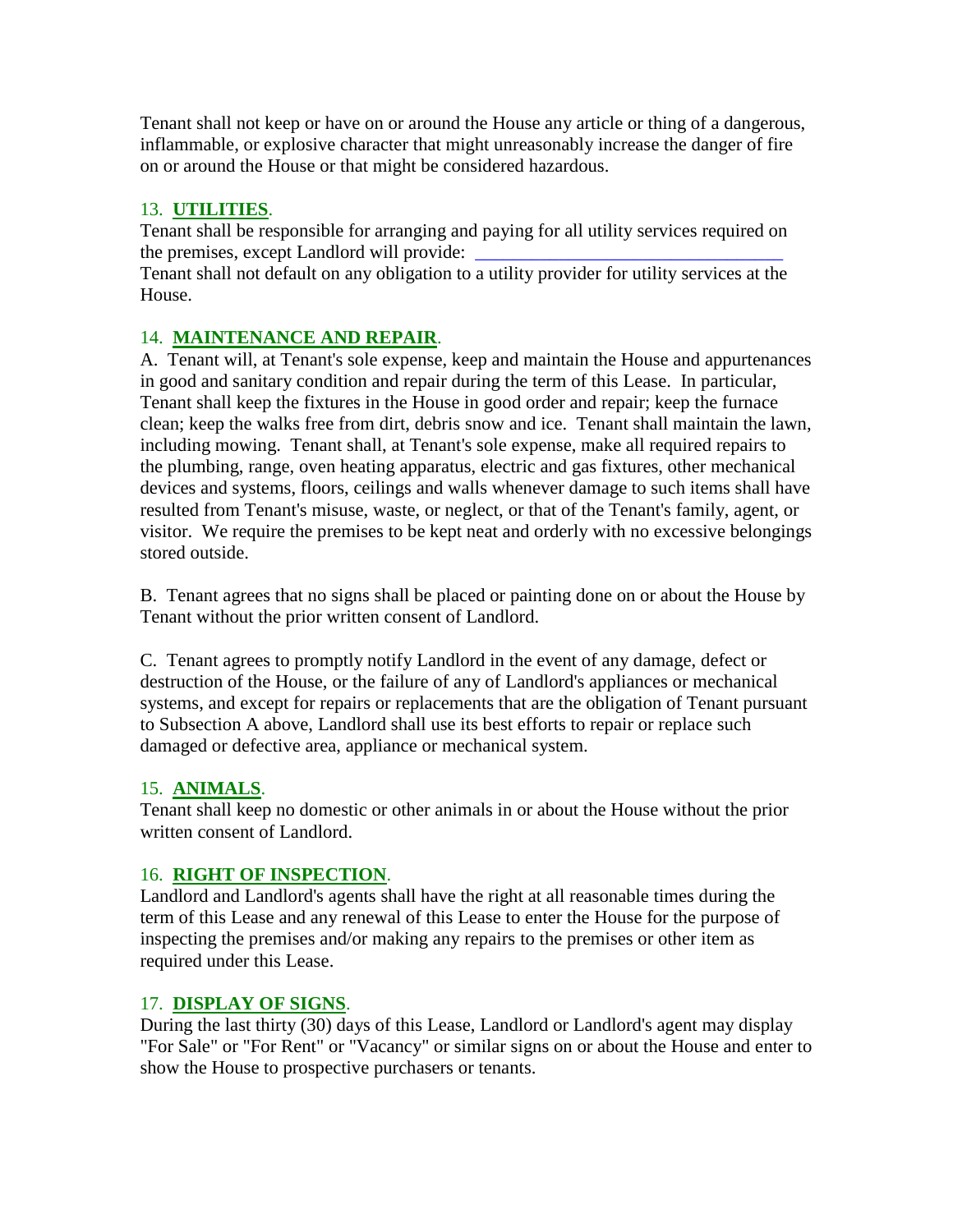Tenant shall not keep or have on or around the House any article or thing of a dangerous, inflammable, or explosive character that might unreasonably increase the danger of fire on or around the House or that might be considered hazardous.

13. **UTILITIES**.

Tenant shall be responsible for arranging and paying for all utility services required on the premises, except Landlord will provide: ________________________________

Tenant shall not default on any obligation to a utility provider for utility services at the House.

14. **MAINTENANCE AND REPAIR**.

A. Tenant will, at Tenant's sole expense, keep and maintain the House and appurtenances in good and sanitary condition and repair during the term of this Lease. In particular, Tenant shall keep the fixtures in the House in good order and repair; keep the furnace clean; keep the walks free from dirt, debris snow and ice. Tenant shall maintain the lawn, including mowing. Tenant shall, at Tenant's sole expense, make all required repairs to the plumbing, range, oven heating apparatus, electric and gas fixtures, other mechanical devices and systems, floors, ceilings and walls whenever damage to such items shall have resulted from Tenant's misuse, waste, or neglect, or that of the Tenant's family, agent, or visitor. We require the premises to be kept neat and orderly with no excessive belongings stored outside.

B. Tenant agrees that no signs shall be placed or painting done on or about the House by Tenant without the prior written consent of Landlord.

C. Tenant agrees to promptly notify Landlord in the event of any damage, defect or destruction of the House, or the failure of any of Landlord's appliances or mechanical systems, and except for repairs or replacements that are the obligation of Tenant pursuant to Subsection A above, Landlord shall use its best efforts to repair or replace such damaged or defective area, appliance or mechanical system.

15. **ANIMALS**.

Tenant shall keep no domestic or other animals in or about the House without the prior written consent of Landlord.

16. **RIGHT OF INSPECTION**.

Landlord and Landlord's agents shall have the right at all reasonable times during the term of this Lease and any renewal of this Lease to enter the House for the purpose of inspecting the premises and/or making any repairs to the premises or other item as required under this Lease.

17. **DISPLAY OF SIGNS**.

During the last thirty (30) days of this Lease, Landlord or Landlord's agent may display "For Sale" or "For Rent" or "Vacancy" or similar signs on or about the House and enter to show the House to prospective purchasers or tenants.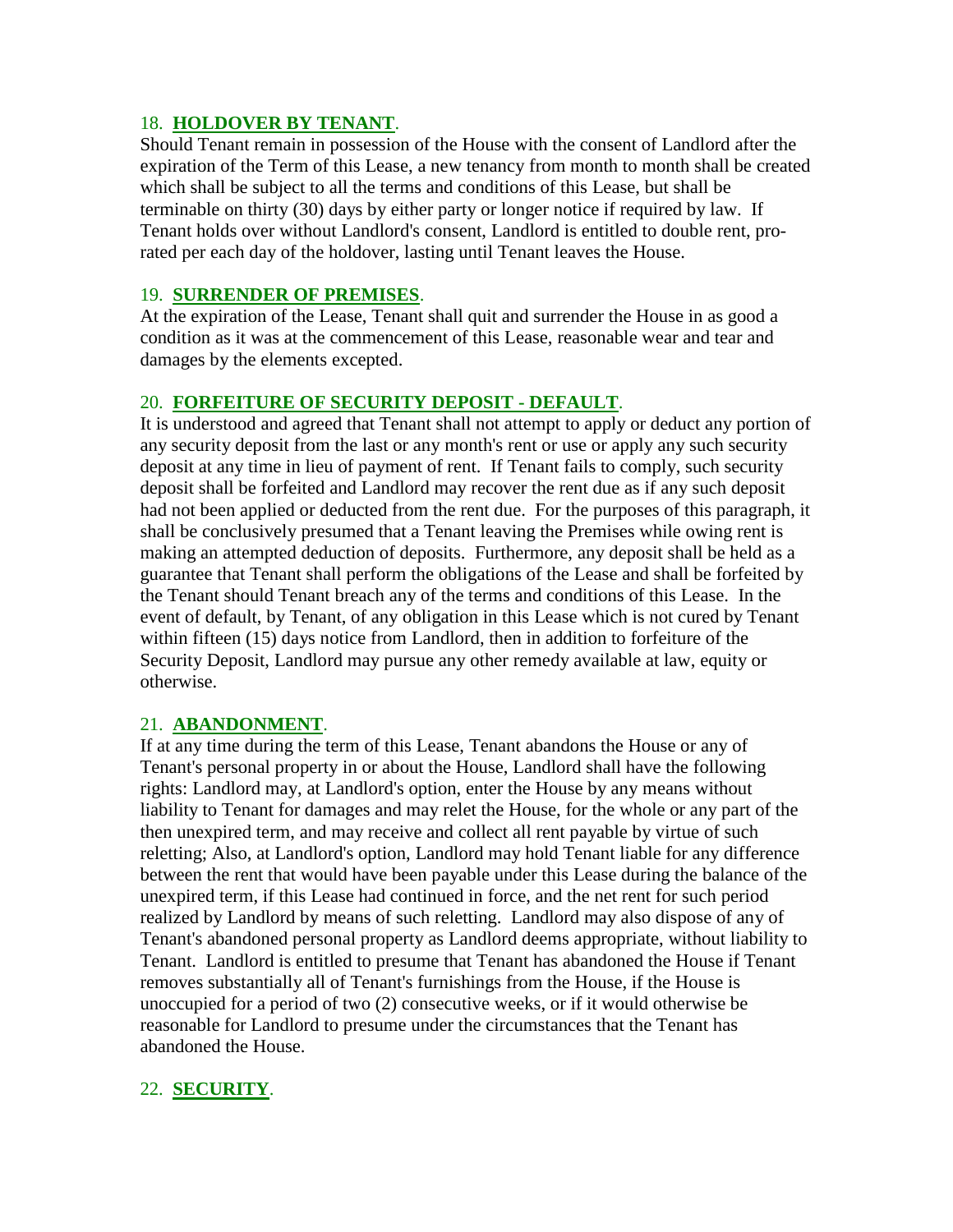### 18. **HOLDOVER BY TENANT**.

Should Tenant remain in possession of the House with the consent of Landlord after the expiration of the Term of this Lease, a new tenancy from month to month shall be created which shall be subject to all the terms and conditions of this Lease, but shall be terminable on thirty (30) days by either party or longer notice if required by law. If Tenant holds over without Landlord's consent, Landlord is entitled to double rent, pro-rated per each day of the holdover, lasting until Tenant leaves the House.

### 19. **SURRENDER OF PREMISES**.

At the expiration of the Lease, Tenant shall quit and surrender the House in as good a condition as it was at the commencement of this Lease, reasonable wear and tear and damages by the elements excepted.

### 20. **FORFEITURE OF SECURITY DEPOSIT - DEFAULT**.

It is understood and agreed that Tenant shall not attempt to apply or deduct any portion of any security deposit from the last or any month's rent or use or apply any such security deposit at any time in lieu of payment of rent. If Tenant fails to comply, such security deposit shall be forfeited and Landlord may recover the rent due as if any such deposit had not been applied or deducted from the rent due. For the purposes of this paragraph, it shall be conclusively presumed that a Tenant leaving the Premises while owing rent is making an attempted deduction of deposits. Furthermore, any deposit shall be held as a guarantee that Tenant shall perform the obligations of the Lease and shall be forfeited by the Tenant should Tenant breach any of the terms and conditions of this Lease. In the event of default, by Tenant, of any obligation in this Lease which is not cured by Tenant within fifteen (15) days notice from Landlord, then in addition to forfeiture of the Security Deposit, Landlord may pursue any other remedy available at law, equity or otherwise.

### 21. **ABANDONMENT**.

If at any time during the term of this Lease, Tenant abandons the House or any of Tenant's personal property in or about the House, Landlord shall have the following rights: Landlord may, at Landlord's option, enter the House by any means without liability to Tenant for damages and may relet the House, for the whole or any part of the then unexpired term, and may receive and collect all rent payable by virtue of such reletting; Also, at Landlord's option, Landlord may hold Tenant liable for any difference between the rent that would have been payable under this Lease during the balance of the unexpired term, if this Lease had continued in force, and the net rent for such period realized by Landlord by means of such reletting. Landlord may also dispose of any of Tenant's abandoned personal property as Landlord deems appropriate, without liability to Tenant. Landlord is entitled to presume that Tenant has abandoned the House if Tenant removes substantially all of Tenant's furnishings from the House, if the House is unoccupied for a period of two (2) consecutive weeks, or if it would otherwise be reasonable for Landlord to presume under the circumstances that the Tenant has abandoned the House.

### 22. **SECURITY**.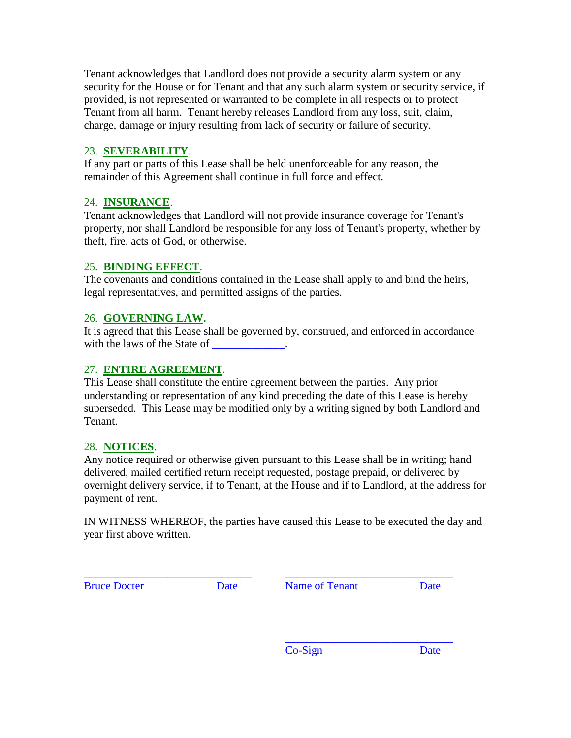Tenant acknowledges that Landlord does not provide a security alarm system or any security for the House or for Tenant and that any such alarm system or security service, if provided, is not represented or warranted to be complete in all respects or to protect Tenant from all harm.  Tenant hereby releases Landlord from any loss, suit, claim, charge, damage or injury resulting from lack of security or failure of security.

23. **SEVERABILITY**.
If any part or parts of this Lease shall be held unenforceable for any reason, the remainder of this Agreement shall continue in full force and effect.

24. **INSURANCE**.
Tenant acknowledges that Landlord will not provide insurance coverage for Tenant's property, nor shall Landlord be responsible for any loss of Tenant's property, whether by theft, fire, acts of God, or otherwise.

25. **BINDING EFFECT**.
The covenants and conditions contained in the Lease shall apply to and bind the heirs, legal representatives, and permitted assigns of the parties.

26. **GOVERNING LAW.**
It is agreed that this Lease shall be governed by, construed, and enforced in accordance with the laws of the State of _____________.

27. **ENTIRE AGREEMENT**.
This Lease shall constitute the entire agreement between the parties.  Any prior understanding or representation of any kind preceding the date of this Lease is hereby superseded.  This Lease may be modified only by a writing signed by both Landlord and Tenant.

28. **NOTICES**.
Any notice required or otherwise given pursuant to this Lease shall be in writing; hand delivered, mailed certified return receipt requested, postage prepaid, or delivered by overnight delivery service, if to Tenant, at the House and if to Landlord, at the address for payment of rent.

IN WITNESS WHEREOF, the parties have caused this Lease to be executed the day and year first above written.

______________________________ ______________________________
Bruce Docter Date Name of Tenant Date

______________________________
Co-Sign Date